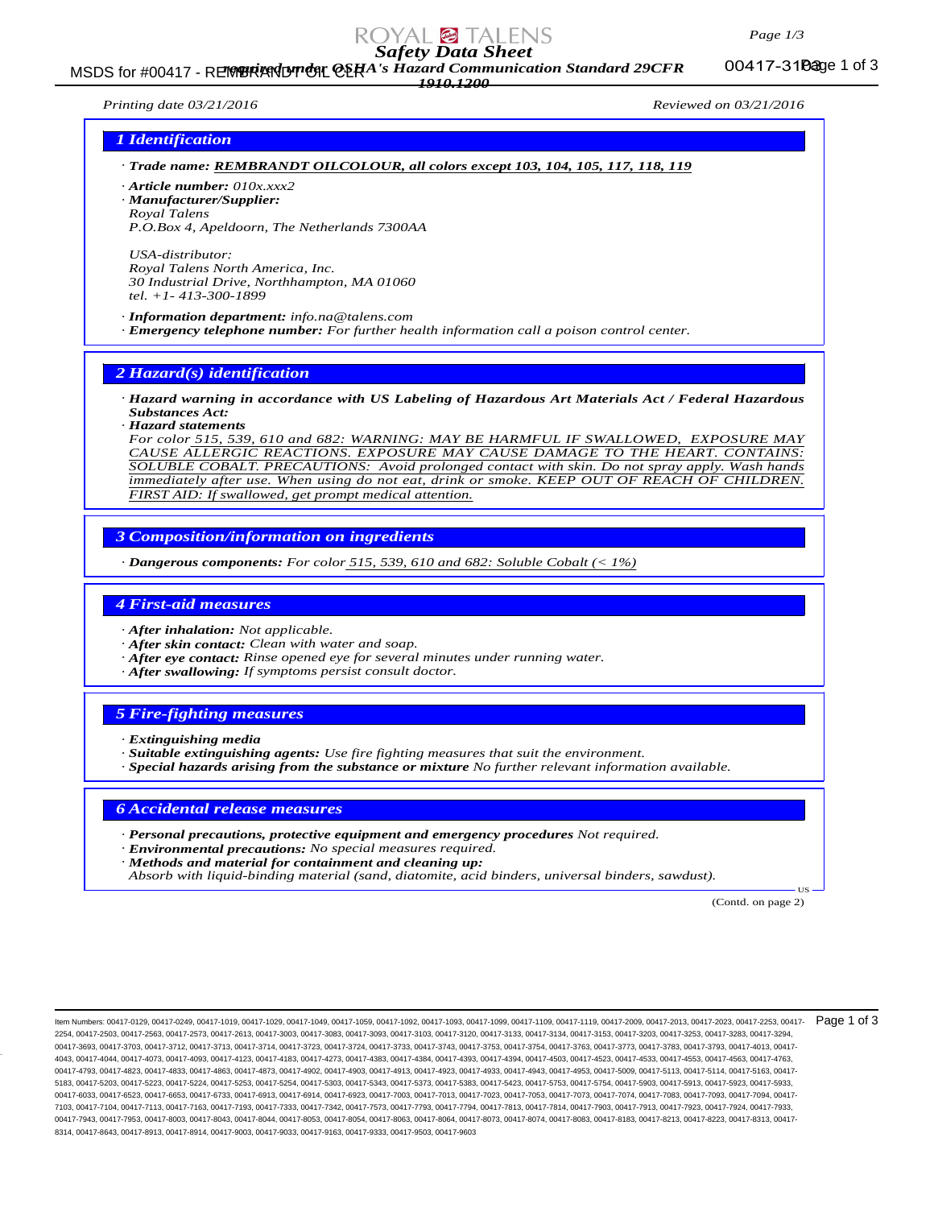# Safety Data Sheet

required under OSHA's Hazard Communication Standard 29CFR 1910.1200

MSDS for #00417 - REMBRANDT OIL CLR

00417-3103

*Printing date 03/21/2016* | *Reviewed on 03/21/2016*

## 1 Identification

· **Trade name:** REMBRANDT OILCOLOUR, all colors except 103, 104, 105, 117, 118, 119

· **Article number:** 010x.xxx2

· **Manufacturer/Supplier:**
Royal Talens
P.O.Box 4, Apeldoorn, The Netherlands 7300AA

USA-distributor:
Royal Talens North America, Inc.
30 Industrial Drive, Northhampton, MA 01060
tel. +1- 413-300-1899

· **Information department:** info.na@talens.com

· **Emergency telephone number:** For further health information call a poison control center.

## 2 Hazard(s) identification

· **Hazard warning in accordance with US Labeling of Hazardous Art Materials Act / Federal Hazardous Substances Act:**

· **Hazard statements**
For color 515, 539, 610 and 682: WARNING: MAY BE HARMFUL IF SWALLOWED, EXPOSURE MAY CAUSE ALLERGIC REACTIONS. EXPOSURE MAY CAUSE DAMAGE TO THE HEART. CONTAINS: SOLUBLE COBALT. PRECAUTIONS: Avoid prolonged contact with skin. Do not spray apply. Wash hands immediately after use. When using do not eat, drink or smoke. KEEP OUT OF REACH OF CHILDREN. FIRST AID: If swallowed, get prompt medical attention.

## 3 Composition/information on ingredients

· **Dangerous components:** For color 515, 539, 610 and 682: Soluble Cobalt (< 1%)

## 4 First-aid measures

· **After inhalation:** Not applicable.

· **After skin contact:** Clean with water and soap.

· **After eye contact:** Rinse opened eye for several minutes under running water.

· **After swallowing:** If symptoms persist consult doctor.

## 5 Fire-fighting measures

· **Extinguishing media**

· **Suitable extinguishing agents:** Use fire fighting measures that suit the environment.

· **Special hazards arising from the substance or mixture** No further relevant information available.

## 6 Accidental release measures

· **Personal precautions, protective equipment and emergency procedures** Not required.

· **Environmental precautions:** No special measures required.

· **Methods and material for containment and cleaning up:**
Absorb with liquid-binding material (sand, diatomite, acid binders, universal binders, sawdust).

(Contd. on page 2)

Item Numbers: 00417-0129, 00417-0249, 00417-1019, 00417-1029, 00417-1049, 00417-1059, 00417-1092, 00417-1093, 00417-1099, 00417-1109, 00417-1119, 00417-2009, 00417-2013, 00417-2023, 00417-2253, 00417-2254, 00417-2503, 00417-2563, 00417-2573, 00417-2613, 00417-3003, 00417-3083, 00417-3093, 00417-3103, 00417-3120, 00417-3133, 00417-3134, 00417-3153, 00417-3203, 00417-3253, 00417-3283, 00417-3294, 00417-3693, 00417-3703, 00417-3712, 00417-3713, 00417-3714, 00417-3723, 00417-3724, 00417-3733, 00417-3743, 00417-3753, 00417-3754, 00417-3763, 00417-3773, 00417-3783, 00417-3793, 00417-4013, 00417-4043, 00417-4044, 00417-4073, 00417-4093, 00417-4123, 00417-4183, 00417-4273, 00417-4383, 00417-4384, 00417-4393, 00417-4394, 00417-4503, 00417-4523, 00417-4533, 00417-4553, 00417-4563, 00417-4763, 00417-4793, 00417-4823, 00417-4833, 00417-4863, 00417-4873, 00417-4902, 00417-4903, 00417-4913, 00417-4923, 00417-4933, 00417-4943, 00417-4953, 00417-5009, 00417-5113, 00417-5114, 00417-5163, 00417-5183, 00417-5203, 00417-5223, 00417-5224, 00417-5253, 00417-5254, 00417-5303, 00417-5343, 00417-5373, 00417-5383, 00417-5423, 00417-5753, 00417-5754, 00417-5903, 00417-5913, 00417-5923, 00417-5933, 00417-6033, 00417-6523, 00417-6653, 00417-6733, 00417-6913, 00417-6914, 00417-6923, 00417-7003, 00417-7013, 00417-7023, 00417-7053, 00417-7073, 00417-7074, 00417-7083, 00417-7093, 00417-7094, 00417-7103, 00417-7104, 00417-7113, 00417-7163, 00417-7193, 00417-7333, 00417-7342, 00417-7573, 00417-7793, 00417-7794, 00417-7813, 00417-7814, 00417-7903, 00417-7913, 00417-7923, 00417-7924, 00417-7933, 00417-7943, 00417-7953, 00417-8003, 00417-8043, 00417-8044, 00417-8053, 00417-8054, 00417-8063, 00417-8064, 00417-8073, 00417-8074, 00417-8083, 00417-8183, 00417-8213, 00417-8223, 00417-8313, 00417-8314, 00417-8643, 00417-8913, 00417-8914, 00417-9003, 00417-9033, 00417-9163, 00417-9333, 00417-9503, 00417-9603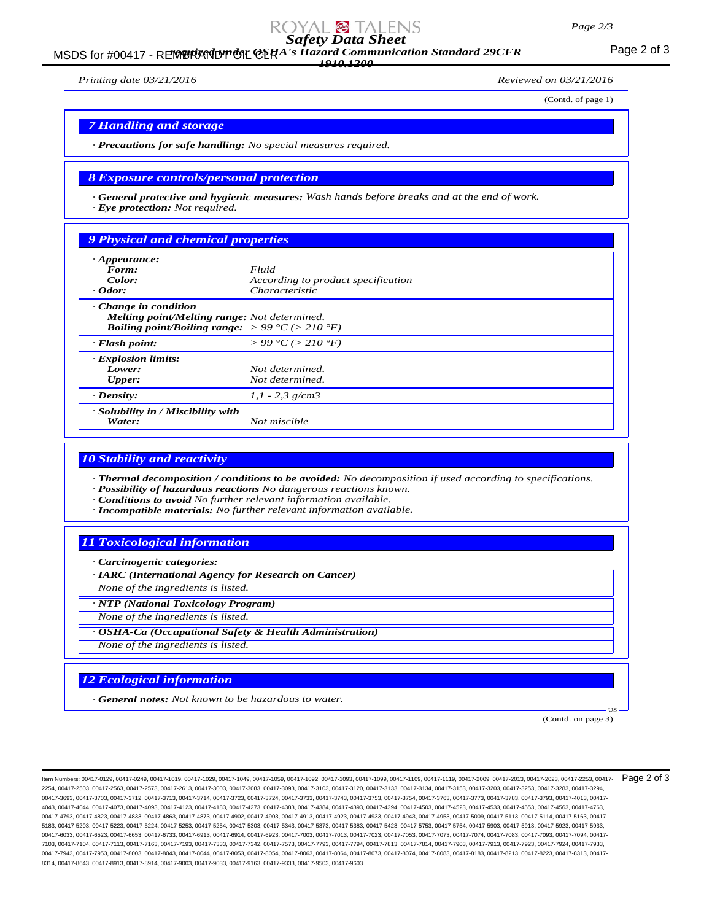(Contd. of page 1)

## 7 Handling and storage

· **Precautions for safe handling:** *No special measures required.*

## 8 Exposure controls/personal protection

· **General protective and hygienic measures:** *Wash hands before breaks and at the end of work.*
· **Eye protection:** *Not required.*

## 9 Physical and chemical properties

| | |
|---|---|
| · **Appearance:** | |
| **Form:** | *Fluid* |
| **Color:** | *According to product specification* |
| · **Odor:** | *Characteristic* |
| · **Change in condition** | |
| **Melting point/Melting range:** | *Not determined.* |
| **Boiling point/Boiling range:** | *> 99 °C (> 210 °F)* |
| · **Flash point:** | *> 99 °C (> 210 °F)* |
| · **Explosion limits:** | |
| **Lower:** | *Not determined.* |
| **Upper:** | *Not determined.* |
| · **Density:** | *1,1 - 2,3 g/cm3* |
| · **Solubility in / Miscibility with** | |
| **Water:** | *Not miscible* |

## 10 Stability and reactivity

· **Thermal decomposition / conditions to be avoided:** *No decomposition if used according to specifications.*
· **Possibility of hazardous reactions** *No dangerous reactions known.*
· **Conditions to avoid** *No further relevant information available.*
· **Incompatible materials:** *No further relevant information available.*

## 11 Toxicological information

· **Carcinogenic categories:**

· **IARC (International Agency for Research on Cancer)**
*None of the ingredients is listed.*

· **NTP (National Toxicology Program)**
*None of the ingredients is listed.*

· **OSHA-Ca (Occupational Safety & Health Administration)**
*None of the ingredients is listed.*

## 12 Ecological information

· **General notes:** *Not known to be hazardous to water.*

(Contd. on page 3)

Item Numbers: 00417-0129, 00417-0249, 00417-1019, 00417-1029, 00417-1049, 00417-1059, 00417-1092, 00417-1093, 00417-1099, 00417-1109, 00417-1119, 00417-2009, 00417-2013, 00417-2023, 00417-2253, 00417-2254, 00417-2503, 00417-2563, 00417-2573, 00417-2613, 00417-3003, 00417-3083, 00417-3093, 00417-3103, 00417-3120, 00417-3133, 00417-3134, 00417-3153, 00417-3203, 00417-3253, 00417-3283, 00417-3294, 00417-3693, 00417-3703, 00417-3712, 00417-3713, 00417-3714, 00417-3723, 00417-3724, 00417-3733, 00417-3743, 00417-3753, 00417-3754, 00417-3763, 00417-3773, 00417-3783, 00417-3793, 00417-4013, 00417-4043, 00417-4044, 00417-4073, 00417-4093, 00417-4123, 00417-4183, 00417-4273, 00417-4383, 00417-4384, 00417-4393, 00417-4394, 00417-4503, 00417-4523, 00417-4533, 00417-4553, 00417-4563, 00417-4763, 00417-4793, 00417-4823, 00417-4833, 00417-4863, 00417-4873, 00417-4902, 00417-4903, 00417-4913, 00417-4923, 00417-4933, 00417-4943, 00417-4953, 00417-5009, 00417-5113, 00417-5114, 00417-5163, 00417-5183, 00417-5203, 00417-5223, 00417-5224, 00417-5253, 00417-5254, 00417-5303, 00417-5343, 00417-5373, 00417-5383, 00417-5423, 00417-5753, 00417-5754, 00417-5903, 00417-5913, 00417-5923, 00417-5933, 00417-6033, 00417-6523, 00417-6653, 00417-6733, 00417-6913, 00417-6914, 00417-6923, 00417-7003, 00417-7013, 00417-7023, 00417-7053, 00417-7073, 00417-7074, 00417-7083, 00417-7093, 00417-7094, 00417-7103, 00417-7104, 00417-7113, 00417-7163, 00417-7193, 00417-7333, 00417-7342, 00417-7573, 00417-7793, 00417-7794, 00417-7813, 00417-7814, 00417-7903, 00417-7913, 00417-7923, 00417-7924, 00417-7933, 00417-7943, 00417-7953, 00417-8003, 00417-8043, 00417-8044, 00417-8053, 00417-8054, 00417-8063, 00417-8064, 00417-8073, 00417-8074, 00417-8083, 00417-8183, 00417-8213, 00417-8223, 00417-8313, 00417-8314, 00417-8643, 00417-8913, 00417-8914, 00417-9003, 00417-9033, 00417-9163, 00417-9333, 00417-9503, 00417-9603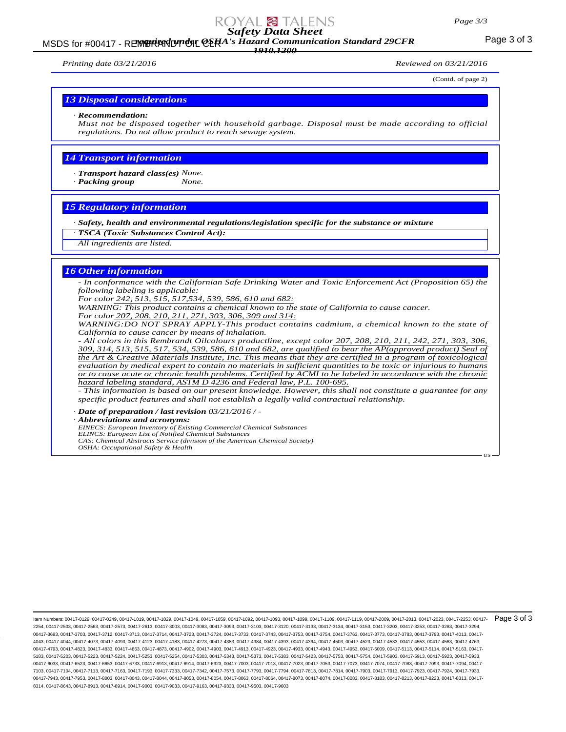(Contd. of page 2)

## 13 Disposal considerations

· **Recommendation:**
*Must not be disposed together with household garbage. Disposal must be made according to official regulations. Do not allow product to reach sewage system.*

## 14 Transport information

· **Transport hazard class(es)** *None.*
· **Packing group** *None.*

## 15 Regulatory information

· **Safety, health and environmental regulations/legislation specific for the substance or mixture**
· **TSCA (Toxic Substances Control Act):**
*All ingredients are listed.*

## 16 Other information

*- In conformance with the Californian Safe Drinking Water and Toxic Enforcement Act (Proposition 65) the following labeling is applicable:*
*For color 242, 513, 515, 517,534, 539, 586, 610 and 682:*
*WARNING: This product contains a chemical known to the state of California to cause cancer.*
*For color 207, 208, 210, 211, 271, 303, 306, 309 and 314:*
*WARNING:DO NOT SPRAY APPLY-This product contains cadmium, a chemical known to the state of California to cause cancer by means of inhalation.*
*- All colors in this Rembrandt Oilcolours productline, except color 207, 208, 210, 211, 242, 271, 303, 306, 309, 314, 513, 515, 517, 534, 539, 586, 610 and 682, are qualified to bear the AP(approved product) Seal of the Art & Creative Materials Institute, Inc. This means that they are certified in a program of toxicological evaluation by medical expert to contain no materials in sufficient quantities to be toxic or injurious to humans or to cause acute or chronic health problems. Certified by ACMI to be labeled in accordance with the chronic hazard labeling standard, ASTM D 4236 and Federal law, P.L. 100-695.*
*- This information is based on our present knowledge. However, this shall not constitute a guarantee for any specific product features and shall not establish a legally valid contractual relationship.*

· **Date of preparation / last revision** *03/21/2016 / -*
· **Abbreviations and acronyms:**
*EINECS: European Inventory of Existing Commercial Chemical Substances*
*ELINCS: European List of Notified Chemical Substances*
*CAS: Chemical Abstracts Service (division of the American Chemical Society)*
*OSHA: Occupational Safety & Health*

Item Numbers: 00417-0129, 00417-0249, 00417-1019, 00417-1029, 00417-1049, 00417-1059, 00417-1092, 00417-1093, 00417-1099, 00417-1109, 00417-1119, 00417-2009, 00417-2013, 00417-2023, 00417-2253, 00417-2254, 00417-2503, 00417-2563, 00417-2573, 00417-2613, 00417-3003, 00417-3083, 00417-3093, 00417-3103, 00417-3120, 00417-3133, 00417-3134, 00417-3153, 00417-3203, 00417-3253, 00417-3283, 00417-3294, 00417-3693, 00417-3703, 00417-3712, 00417-3713, 00417-3714, 00417-3723, 00417-3724, 00417-3733, 00417-3743, 00417-3753, 00417-3754, 00417-3763, 00417-3773, 00417-3783, 00417-3793, 00417-4013, 00417-4043, 00417-4044, 00417-4073, 00417-4093, 00417-4123, 00417-4183, 00417-4273, 00417-4383, 00417-4384, 00417-4393, 00417-4394, 00417-4503, 00417-4523, 00417-4533, 00417-4553, 00417-4563, 00417-4763, 00417-4793, 00417-4823, 00417-4833, 00417-4863, 00417-4873, 00417-4902, 00417-4903, 00417-4913, 00417-4923, 00417-4933, 00417-4943, 00417-4953, 00417-5009, 00417-5113, 00417-5114, 00417-5163, 00417-5183, 00417-5203, 00417-5223, 00417-5224, 00417-5253, 00417-5254, 00417-5303, 00417-5343, 00417-5373, 00417-5383, 00417-5423, 00417-5753, 00417-5754, 00417-5903, 00417-5913, 00417-5923, 00417-5933, 00417-6033, 00417-6523, 00417-6653, 00417-6733, 00417-6913, 00417-6914, 00417-6923, 00417-7003, 00417-7013, 00417-7023, 00417-7053, 00417-7073, 00417-7074, 00417-7083, 00417-7093, 00417-7094, 00417-7103, 00417-7104, 00417-7113, 00417-7163, 00417-7193, 00417-7333, 00417-7342, 00417-7573, 00417-7793, 00417-7794, 00417-7813, 00417-7814, 00417-7903, 00417-7913, 00417-7923, 00417-7924, 00417-7933, 00417-7943, 00417-7953, 00417-8003, 00417-8043, 00417-8044, 00417-8053, 00417-8054, 00417-8063, 00417-8064, 00417-8073, 00417-8074, 00417-8083, 00417-8183, 00417-8213, 00417-8223, 00417-8313, 00417-8314, 00417-8643, 00417-8913, 00417-8914, 00417-9003, 00417-9033, 00417-9163, 00417-9333, 00417-9503, 00417-9603